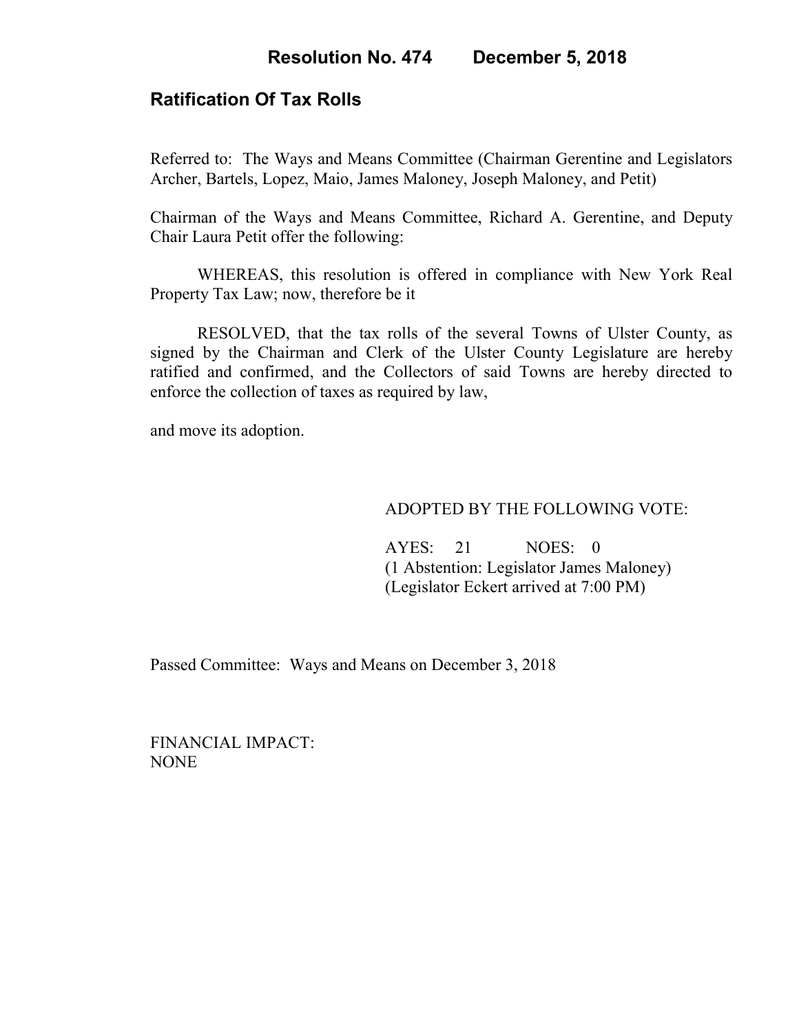# Resolution No. 474 December 5, 2018

## Ratification Of Tax Rolls

Referred to: The Ways and Means Committee (Chairman Gerentine and Legislators Archer, Bartels, Lopez, Maio, James Maloney, Joseph Maloney, and Petit)

Chairman of the Ways and Means Committee, Richard A. Gerentine, and Deputy Chair Laura Petit offer the following:

WHEREAS, this resolution is offered in compliance with New York Real Property Tax Law; now, therefore be it

RESOLVED, that the tax rolls of the several Towns of Ulster County, as signed by the Chairman and Clerk of the Ulster County Legislature are hereby ratified and confirmed, and the Collectors of said Towns are hereby directed to enforce the collection of taxes as required by law,

and move its adoption.

ADOPTED BY THE FOLLOWING VOTE:

AYES: 21 NOES: 0
(1 Abstention: Legislator James Maloney)
(Legislator Eckert arrived at 7:00 PM)

Passed Committee: Ways and Means on December 3, 2018

FINANCIAL IMPACT:
NONE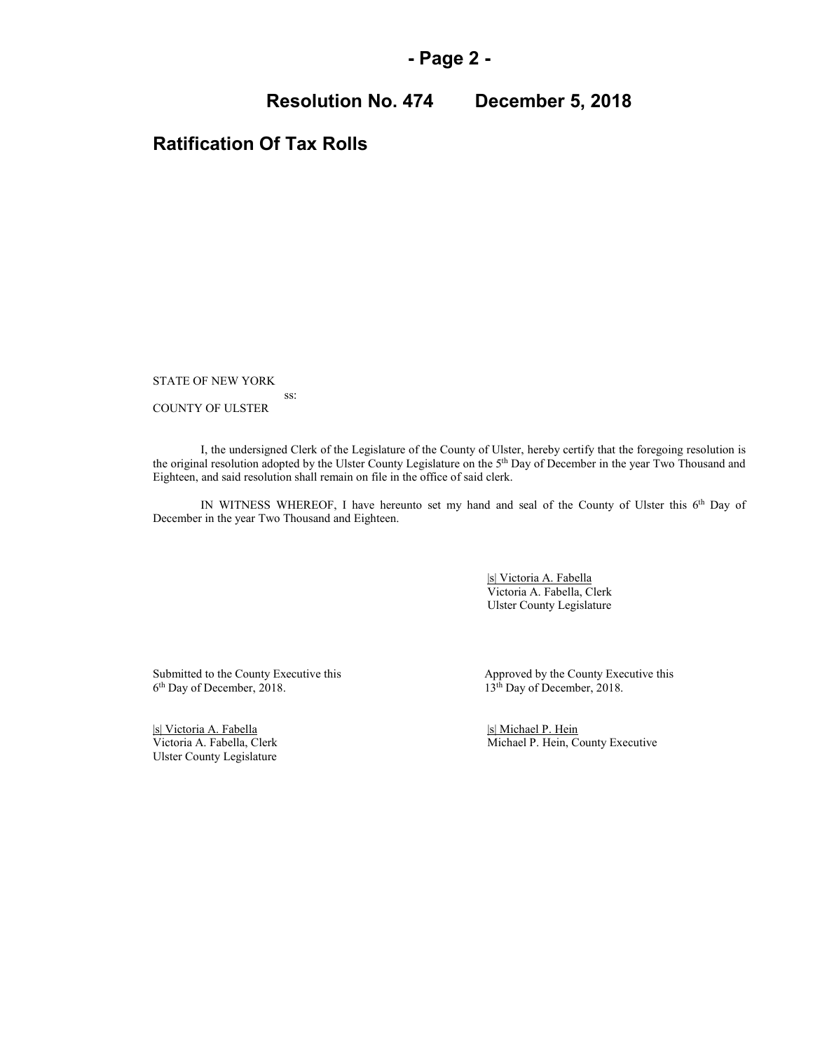## Resolution No. 474 December 5, 2018

## Ratification Of Tax Rolls

STATE OF NEW YORK
ss:
COUNTY OF ULSTER

I, the undersigned Clerk of the Legislature of the County of Ulster, hereby certify that the foregoing resolution is the original resolution adopted by the Ulster County Legislature on the 5th Day of December in the year Two Thousand and Eighteen, and said resolution shall remain on file in the office of said clerk.

IN WITNESS WHEREOF, I have hereunto set my hand and seal of the County of Ulster this 6th Day of December in the year Two Thousand and Eighteen.

|s| Victoria A. Fabella
Victoria A. Fabella, Clerk
Ulster County Legislature

Submitted to the County Executive this 6th Day of December, 2018.

|s| Victoria A. Fabella
Victoria A. Fabella, Clerk
Ulster County Legislature

Approved by the County Executive this 13th Day of December, 2018.

|s| Michael P. Hein
Michael P. Hein, County Executive